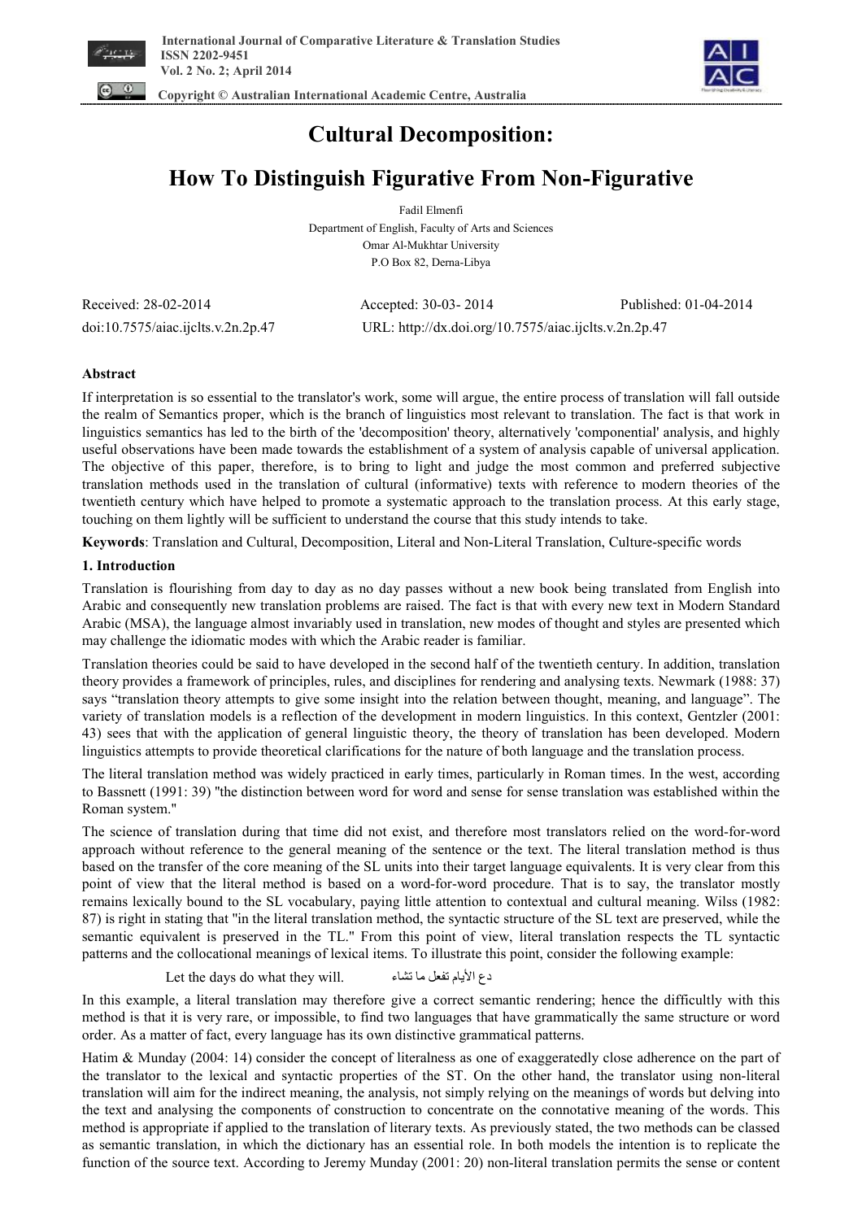# Cultural Decomposition:

# How To Distinguish Figurative From Non-Figurative

Fadil Elmenfi
Department of English, Faculty of Arts and Sciences
Omar Al-Mukhtar University
P.O Box 82, Derna-Libya

Received: 28-02-2014 Accepted: 30-03- 2014 Published: 01-04-2014

doi:10.7575/aiac.ijclts.v.2n.2p.47 URL: http://dx.doi.org/10.7575/aiac.ijclts.v.2n.2p.47

**Abstract**

If interpretation is so essential to the translator's work, some will argue, the entire process of translation will fall outside the realm of Semantics proper, which is the branch of linguistics most relevant to translation. The fact is that work in linguistics semantics has led to the birth of the 'decomposition' theory, alternatively 'componential' analysis, and highly useful observations have been made towards the establishment of a system of analysis capable of universal application. The objective of this paper, therefore, is to bring to light and judge the most common and preferred subjective translation methods used in the translation of cultural (informative) texts with reference to modern theories of the twentieth century which have helped to promote a systematic approach to the translation process. At this early stage, touching on them lightly will be sufficient to understand the course that this study intends to take.

**Keywords**: Translation and Cultural, Decomposition, Literal and Non-Literal Translation, Culture-specific words

## 1. Introduction

Translation is flourishing from day to day as no day passes without a new book being translated from English into Arabic and consequently new translation problems are raised. The fact is that with every new text in Modern Standard Arabic (MSA), the language almost invariably used in translation, new modes of thought and styles are presented which may challenge the idiomatic modes with which the Arabic reader is familiar.

Translation theories could be said to have developed in the second half of the twentieth century. In addition, translation theory provides a framework of principles, rules, and disciplines for rendering and analysing texts. Newmark (1988: 37) says "translation theory attempts to give some insight into the relation between thought, meaning, and language". The variety of translation models is a reflection of the development in modern linguistics. In this context, Gentzler (2001: 43) sees that with the application of general linguistic theory, the theory of translation has been developed. Modern linguistics attempts to provide theoretical clarifications for the nature of both language and the translation process.

The literal translation method was widely practiced in early times, particularly in Roman times. In the west, according to Bassnett (1991: 39) "the distinction between word for word and sense for sense translation was established within the Roman system."

The science of translation during that time did not exist, and therefore most translators relied on the word-for-word approach without reference to the general meaning of the sentence or the text. The literal translation method is thus based on the transfer of the core meaning of the SL units into their target language equivalents. It is very clear from this point of view that the literal method is based on a word-for-word procedure. That is to say, the translator mostly remains lexically bound to the SL vocabulary, paying little attention to contextual and cultural meaning. Wilss (1982: 87) is right in stating that "in the literal translation method, the syntactic structure of the SL text are preserved, while the semantic equivalent is preserved in the TL." From this point of view, literal translation respects the TL syntactic patterns and the collocational meanings of lexical items. To illustrate this point, consider the following example:

Let the days do what they will. دع الأيام تفعل ما تشاء

In this example, a literal translation may therefore give a correct semantic rendering; hence the difficultly with this method is that it is very rare, or impossible, to find two languages that have grammatically the same structure or word order. As a matter of fact, every language has its own distinctive grammatical patterns.

Hatim & Munday (2004: 14) consider the concept of literalness as one of exaggeratedly close adherence on the part of the translator to the lexical and syntactic properties of the ST. On the other hand, the translator using non-literal translation will aim for the indirect meaning, the analysis, not simply relying on the meanings of words but delving into the text and analysing the components of construction to concentrate on the connotative meaning of the words. This method is appropriate if applied to the translation of literary texts. As previously stated, the two methods can be classed as semantic translation, in which the dictionary has an essential role. In both models the intention is to replicate the function of the source text. According to Jeremy Munday (2001: 20) non-literal translation permits the sense or content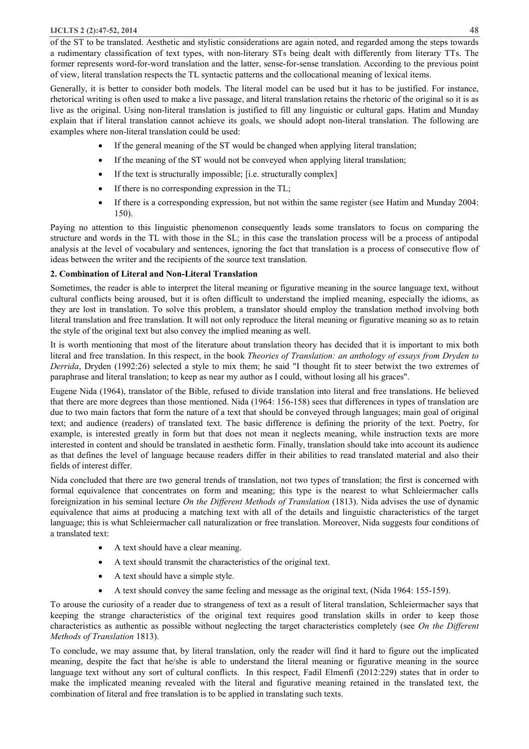of the ST to be translated. Aesthetic and stylistic considerations are again noted, and regarded among the steps towards a rudimentary classification of text types, with non-literary STs being dealt with differently from literary TTs. The former represents word-for-word translation and the latter, sense-for-sense translation. According to the previous point of view, literal translation respects the TL syntactic patterns and the collocational meaning of lexical items.

Generally, it is better to consider both models. The literal model can be used but it has to be justified. For instance, rhetorical writing is often used to make a live passage, and literal translation retains the rhetoric of the original so it is as live as the original. Using non-literal translation is justified to fill any linguistic or cultural gaps. Hatim and Munday explain that if literal translation cannot achieve its goals, we should adopt non-literal translation. The following are examples where non-literal translation could be used:

- If the general meaning of the ST would be changed when applying literal translation;
- If the meaning of the ST would not be conveyed when applying literal translation;
- If the text is structurally impossible; [i.e. structurally complex]
- If there is no corresponding expression in the TL;
- If there is a corresponding expression, but not within the same register (see Hatim and Munday 2004: 150).

Paying no attention to this linguistic phenomenon consequently leads some translators to focus on comparing the structure and words in the TL with those in the SL; in this case the translation process will be a process of antipodal analysis at the level of vocabulary and sentences, ignoring the fact that translation is a process of consecutive flow of ideas between the writer and the recipients of the source text translation.

## 2. Combination of Literal and Non-Literal Translation

Sometimes, the reader is able to interpret the literal meaning or figurative meaning in the source language text, without cultural conflicts being aroused, but it is often difficult to understand the implied meaning, especially the idioms, as they are lost in translation. To solve this problem, a translator should employ the translation method involving both literal translation and free translation. It will not only reproduce the literal meaning or figurative meaning so as to retain the style of the original text but also convey the implied meaning as well.

It is worth mentioning that most of the literature about translation theory has decided that it is important to mix both literal and free translation. In this respect, in the book *Theories of Translation: an anthology of essays from Dryden to Derrida*, Dryden (1992:26) selected a style to mix them; he said "I thought fit to steer betwixt the two extremes of paraphrase and literal translation; to keep as near my author as I could, without losing all his graces".

Eugene Nida (1964), translator of the Bible, refused to divide translation into literal and free translations. He believed that there are more degrees than those mentioned. Nida (1964: 156-158) sees that differences in types of translation are due to two main factors that form the nature of a text that should be conveyed through languages; main goal of original text; and audience (readers) of translated text. The basic difference is defining the priority of the text. Poetry, for example, is interested greatly in form but that does not mean it neglects meaning, while instruction texts are more interested in content and should be translated in aesthetic form. Finally, translation should take into account its audience as that defines the level of language because readers differ in their abilities to read translated material and also their fields of interest differ.

Nida concluded that there are two general trends of translation, not two types of translation; the first is concerned with formal equivalence that concentrates on form and meaning; this type is the nearest to what Schleiermacher calls foreignization in his seminal lecture *On the Different Methods of Translation* (1813). Nida advises the use of dynamic equivalence that aims at producing a matching text with all of the details and linguistic characteristics of the target language; this is what Schleiermacher call naturalization or free translation. Moreover, Nida suggests four conditions of a translated text:

- A text should have a clear meaning.
- A text should transmit the characteristics of the original text.
- A text should have a simple style.
- A text should convey the same feeling and message as the original text, (Nida 1964: 155-159).

To arouse the curiosity of a reader due to strangeness of text as a result of literal translation, Schleiermacher says that keeping the strange characteristics of the original text requires good translation skills in order to keep those characteristics as authentic as possible without neglecting the target characteristics completely (see *On the Different Methods of Translation* 1813).

To conclude, we may assume that, by literal translation, only the reader will find it hard to figure out the implicated meaning, despite the fact that he/she is able to understand the literal meaning or figurative meaning in the source language text without any sort of cultural conflicts. In this respect, Fadil Elmenfi (2012:229) states that in order to make the implicated meaning revealed with the literal and figurative meaning retained in the translated text, the combination of literal and free translation is to be applied in translating such texts.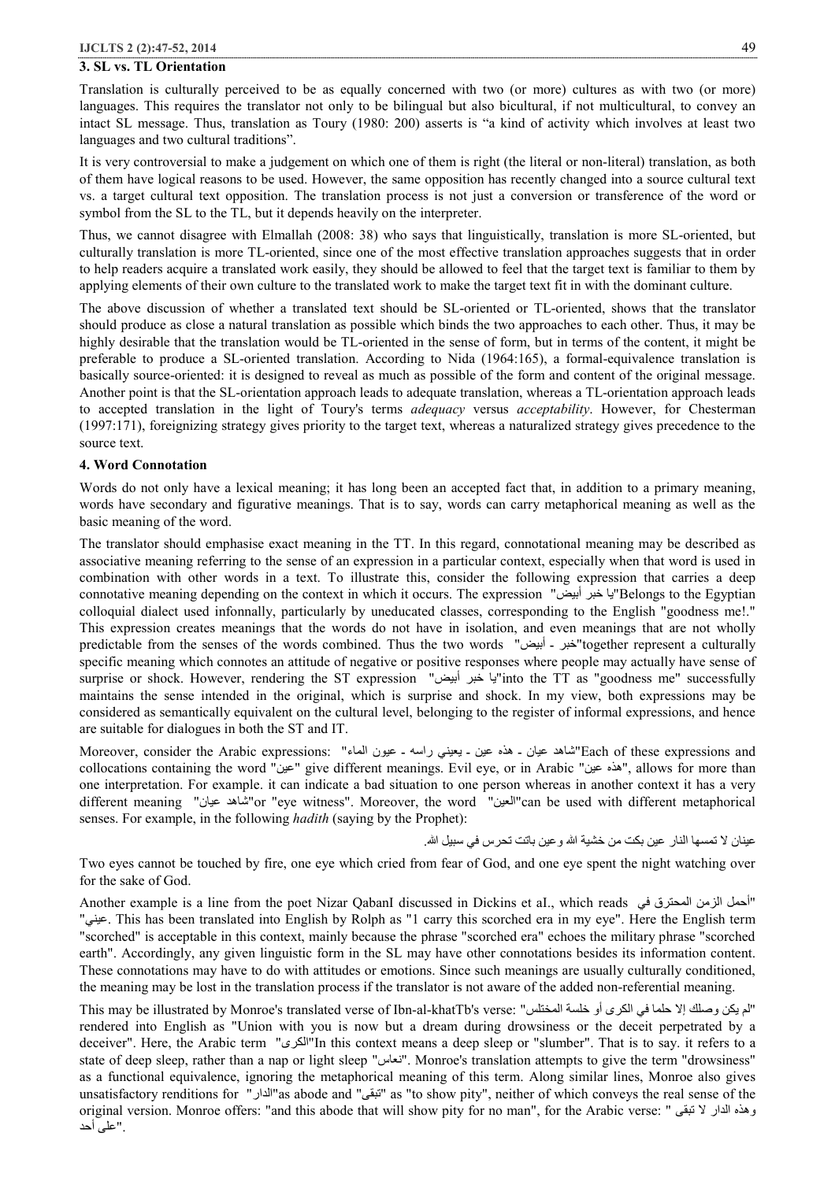## 3. SL vs. TL Orientation

Translation is culturally perceived to be as equally concerned with two (or more) cultures as with two (or more) languages. This requires the translator not only to be bilingual but also bicultural, if not multicultural, to convey an intact SL message. Thus, translation as Toury (1980: 200) asserts is "a kind of activity which involves at least two languages and two cultural traditions".

It is very controversial to make a judgement on which one of them is right (the literal or non-literal) translation, as both of them have logical reasons to be used. However, the same opposition has recently changed into a source cultural text vs. a target cultural text opposition. The translation process is not just a conversion or transference of the word or symbol from the SL to the TL, but it depends heavily on the interpreter.

Thus, we cannot disagree with Elmallah (2008: 38) who says that linguistically, translation is more SL-oriented, but culturally translation is more TL-oriented, since one of the most effective translation approaches suggests that in order to help readers acquire a translated work easily, they should be allowed to feel that the target text is familiar to them by applying elements of their own culture to the translated work to make the target text fit in with the dominant culture.

The above discussion of whether a translated text should be SL-oriented or TL-oriented, shows that the translator should produce as close a natural translation as possible which binds the two approaches to each other. Thus, it may be highly desirable that the translation would be TL-oriented in the sense of form, but in terms of the content, it might be preferable to produce a SL-oriented translation. According to Nida (1964:165), a formal-equivalence translation is basically source-oriented: it is designed to reveal as much as possible of the form and content of the original message. Another point is that the SL-orientation approach leads to adequate translation, whereas a TL-orientation approach leads to accepted translation in the light of Toury's terms *adequacy* versus *acceptability*. However, for Chesterman (1997:171), foreignizing strategy gives priority to the target text, whereas a naturalized strategy gives precedence to the source text.

## 4. Word Connotation

Words do not only have a lexical meaning; it has long been an accepted fact that, in addition to a primary meaning, words have secondary and figurative meanings. That is to say, words can carry metaphorical meaning as well as the basic meaning of the word.

The translator should emphasise exact meaning in the TT. In this regard, connotational meaning may be described as associative meaning referring to the sense of an expression in a particular context, especially when that word is used in combination with other words in a text. To illustrate this, consider the following expression that carries a deep connotative meaning depending on the context in which it occurs. The expression "يا خبر أبيض"Belongs to the Egyptian colloquial dialect used infonnally, particularly by uneducated classes, corresponding to the English "goodness me!." This expression creates meanings that the words do not have in isolation, and even meanings that are not wholly predictable from the senses of the words combined. Thus the two words "خبر - أبيض"together represent a culturally specific meaning which connotes an attitude of negative or positive responses where people may actually have sense of surprise or shock. However, rendering the ST expression "يا خبر أبيض"into the TT as "goodness me" successfully maintains the sense intended in the original, which is surprise and shock. In my view, both expressions may be considered as semantically equivalent on the cultural level, belonging to the register of informal expressions, and hence are suitable for dialogues in both the ST and IT.

Moreover, consider the Arabic expressions: "شاهد عيان - هذه عين - يعيني راسه - عيون الماء"Each of these expressions and collocations containing the word "عين" give different meanings. Evil eye, or in Arabic "هذه عين", allows for more than one interpretation. For example. it can indicate a bad situation to one person whereas in another context it has a very different meaning "شاهد عيان"or "eye witness". Moreover, the word "العين"can be used with different metaphorical senses. For example, in the following *hadith* (saying by the Prophet):

عينان لا تمسها النار عين بكت من خشية الله وعين باتت تحرس في سبيل الله.

Two eyes cannot be touched by fire, one eye which cried from fear of God, and one eye spent the night watching over for the sake of God.

Another example is a line from the poet Nizar QabanI discussed in Dickins et aI., which reads "أحمل الزمن المحترق في عيني". This has been translated into English by Rolph as "1 carry this scorched era in my eye". Here the English term "scorched" is acceptable in this context, mainly because the phrase "scorched era" echoes the military phrase "scorched earth". Accordingly, any given linguistic form in the SL may have other connotations besides its information content. These connotations may have to do with attitudes or emotions. Since such meanings are usually culturally conditioned, the meaning may be lost in the translation process if the translator is not aware of the added non-referential meaning.

This may be illustrated by Monroe's translated verse of Ibn-al-khatTb's verse: "لم يكن وصلك إلا حلما في الكرى أو خلسة المختلس" rendered into English as "Union with you is now but a dream during drowsiness or the deceit perpetrated by a deceiver". Here, the Arabic term "الكرى"In this context means a deep sleep or "slumber". That is to say. it refers to a state of deep sleep, rather than a nap or light sleep "نعاس". Monroe's translation attempts to give the term "drowsiness" as a functional equivalence, ignoring the metaphorical meaning of this term. Along similar lines, Monroe also gives unsatisfactory renditions for "الدار"as abode and "تبقى" as "to show pity", neither of which conveys the real sense of the original version. Monroe offers: "and this abode that will show pity for no man", for the Arabic verse: "وهذه الدار لا تبقى على أحد".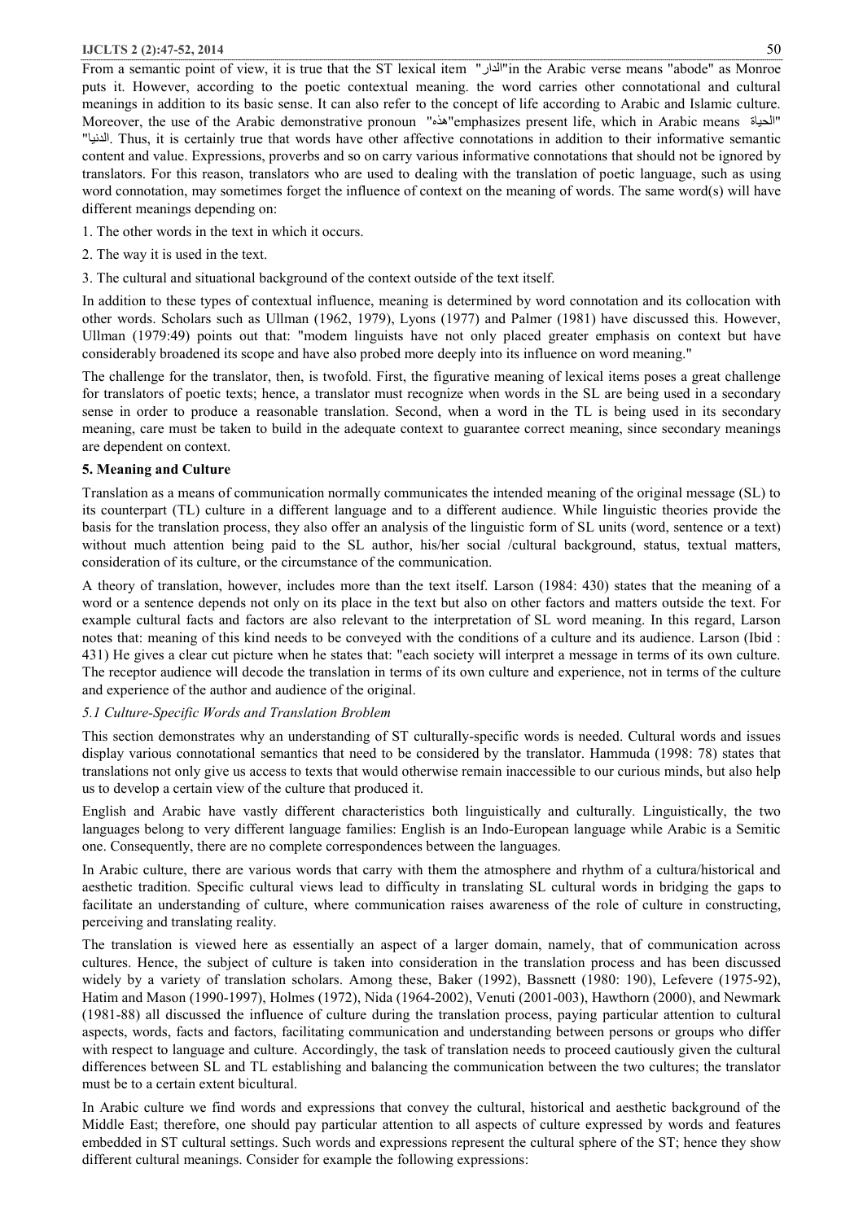From a semantic point of view, it is true that the ST lexical item "الدار"in the Arabic verse means "abode" as Monroe puts it. However, according to the poetic contextual meaning. the word carries other connotational and cultural meanings in addition to its basic sense. It can also refer to the concept of life according to Arabic and Islamic culture. Moreover, the use of the Arabic demonstrative pronoun "هذه"emphasizes present life, which in Arabic means "الحياة" "الدنيا". Thus, it is certainly true that words have other affective connotations in addition to their informative semantic content and value. Expressions, proverbs and so on carry various informative connotations that should not be ignored by translators. For this reason, translators who are used to dealing with the translation of poetic language, such as using word connotation, may sometimes forget the influence of context on the meaning of words. The same word(s) will have different meanings depending on:

1. The other words in the text in which it occurs.
2. The way it is used in the text.
3. The cultural and situational background of the context outside of the text itself.

In addition to these types of contextual influence, meaning is determined by word connotation and its collocation with other words. Scholars such as Ullman (1962, 1979), Lyons (1977) and Palmer (1981) have discussed this. However, Ullman (1979:49) points out that: "modem linguists have not only placed greater emphasis on context but have considerably broadened its scope and have also probed more deeply into its influence on word meaning."

The challenge for the translator, then, is twofold. First, the figurative meaning of lexical items poses a great challenge for translators of poetic texts; hence, a translator must recognize when words in the SL are being used in a secondary sense in order to produce a reasonable translation. Second, when a word in the TL is being used in its secondary meaning, care must be taken to build in the adequate context to guarantee correct meaning, since secondary meanings are dependent on context.

### 5. Meaning and Culture

Translation as a means of communication normally communicates the intended meaning of the original message (SL) to its counterpart (TL) culture in a different language and to a different audience. While linguistic theories provide the basis for the translation process, they also offer an analysis of the linguistic form of SL units (word, sentence or a text) without much attention being paid to the SL author, his/her social /cultural background, status, textual matters, consideration of its culture, or the circumstance of the communication.

A theory of translation, however, includes more than the text itself. Larson (1984: 430) states that the meaning of a word or a sentence depends not only on its place in the text but also on other factors and matters outside the text. For example cultural facts and factors are also relevant to the interpretation of SL word meaning. In this regard, Larson notes that: meaning of this kind needs to be conveyed with the conditions of a culture and its audience. Larson (Ibid : 431) He gives a clear cut picture when he states that: "each society will interpret a message in terms of its own culture. The receptor audience will decode the translation in terms of its own culture and experience, not in terms of the culture and experience of the author and audience of the original.

#### *5.1 Culture-Specific Words and Translation Broblem*

This section demonstrates why an understanding of ST culturally-specific words is needed. Cultural words and issues display various connotational semantics that need to be considered by the translator. Hammuda (1998: 78) states that translations not only give us access to texts that would otherwise remain inaccessible to our curious minds, but also help us to develop a certain view of the culture that produced it.

English and Arabic have vastly different characteristics both linguistically and culturally. Linguistically, the two languages belong to very different language families: English is an Indo-European language while Arabic is a Semitic one. Consequently, there are no complete correspondences between the languages.

In Arabic culture, there are various words that carry with them the atmosphere and rhythm of a cultura/historical and aesthetic tradition. Specific cultural views lead to difficulty in translating SL cultural words in bridging the gaps to facilitate an understanding of culture, where communication raises awareness of the role of culture in constructing, perceiving and translating reality.

The translation is viewed here as essentially an aspect of a larger domain, namely, that of communication across cultures. Hence, the subject of culture is taken into consideration in the translation process and has been discussed widely by a variety of translation scholars. Among these, Baker (1992), Bassnett (1980: 190), Lefevere (1975-92), Hatim and Mason (1990-1997), Holmes (1972), Nida (1964-2002), Venuti (2001-003), Hawthorn (2000), and Newmark (1981-88) all discussed the influence of culture during the translation process, paying particular attention to cultural aspects, words, facts and factors, facilitating communication and understanding between persons or groups who differ with respect to language and culture. Accordingly, the task of translation needs to proceed cautiously given the cultural differences between SL and TL establishing and balancing the communication between the two cultures; the translator must be to a certain extent bicultural.

In Arabic culture we find words and expressions that convey the cultural, historical and aesthetic background of the Middle East; therefore, one should pay particular attention to all aspects of culture expressed by words and features embedded in ST cultural settings. Such words and expressions represent the cultural sphere of the ST; hence they show different cultural meanings. Consider for example the following expressions: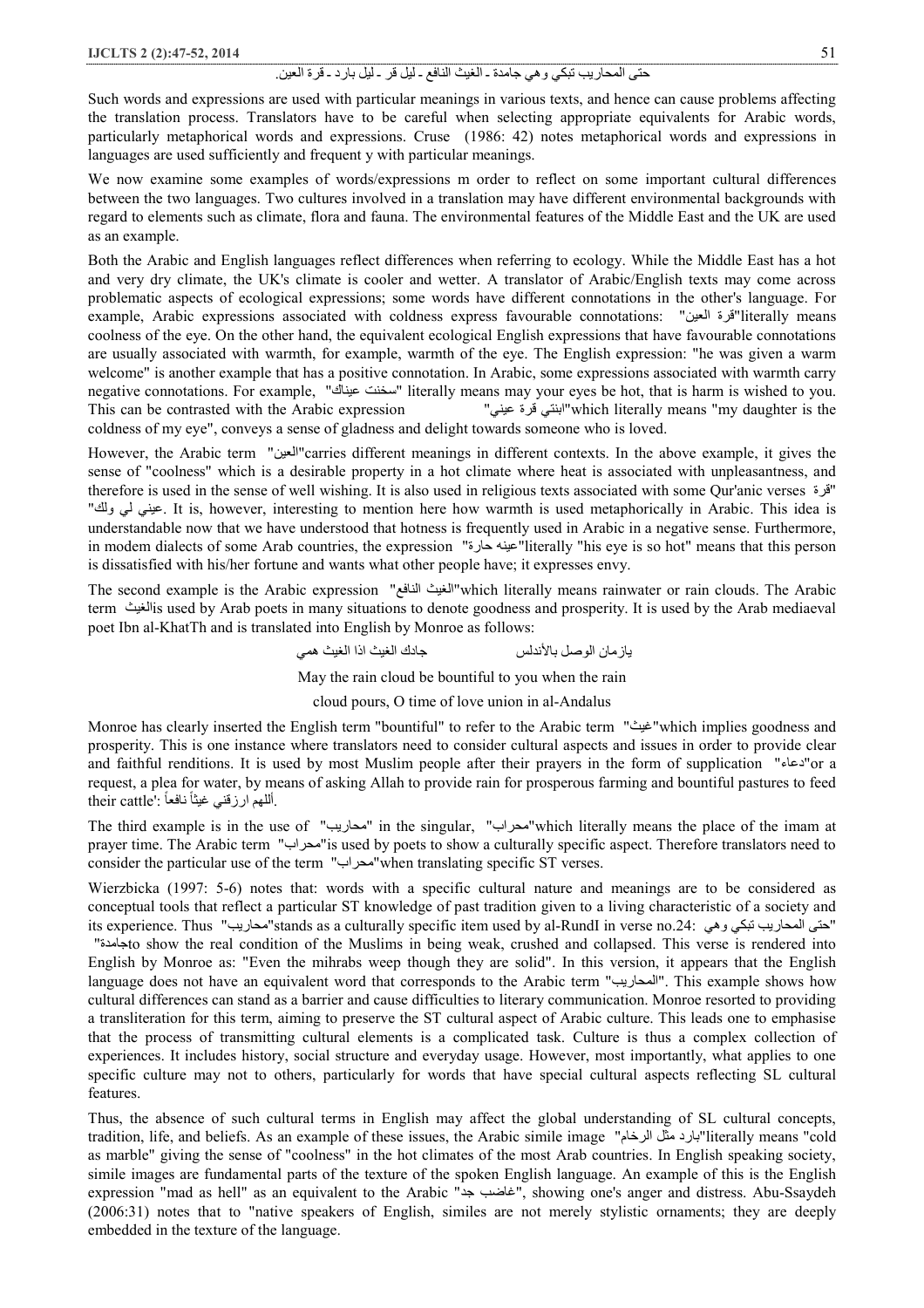حتى المحاريب تبكي وهي جامدة - الغيث النافع - ليل قر - ليل بارد - قرة العين.

Such words and expressions are used with particular meanings in various texts, and hence can cause problems affecting the translation process. Translators have to be careful when selecting appropriate equivalents for Arabic words, particularly metaphorical words and expressions. Cruse (1986: 42) notes metaphorical words and expressions in languages are used sufficiently and frequent y with particular meanings.

We now examine some examples of words/expressions m order to reflect on some important cultural differences between the two languages. Two cultures involved in a translation may have different environmental backgrounds with regard to elements such as climate, flora and fauna. The environmental features of the Middle East and the UK are used as an example.

Both the Arabic and English languages reflect differences when referring to ecology. While the Middle East has a hot and very dry climate, the UK's climate is cooler and wetter. A translator of Arabic/English texts may come across problematic aspects of ecological expressions; some words have different connotations in the other's language. For example, Arabic expressions associated with coldness express favourable connotations: "قرة العين"literally means coolness of the eye. On the other hand, the equivalent ecological English expressions that have favourable connotations are usually associated with warmth, for example, warmth of the eye. The English expression: "he was given a warm welcome" is another example that has a positive connotation. In Arabic, some expressions associated with warmth carry negative connotations. For example, "سخنت عيناك" literally means may your eyes be hot, that is harm is wished to you. This can be contrasted with the Arabic expression "ابنتي قرة عيني"which literally means "my daughter is the coldness of my eye", conveys a sense of gladness and delight towards someone who is loved.

However, the Arabic term "العين"carries different meanings in different contexts. In the above example, it gives the sense of "coolness" which is a desirable property in a hot climate where heat is associated with unpleasantness, and therefore is used in the sense of well wishing. It is also used in religious texts associated with some Qur'anic verses "قرة عيني لي ولك". It is, however, interesting to mention here how warmth is used metaphorically in Arabic. This idea is understandable now that we have understood that hotness is frequently used in Arabic in a negative sense. Furthermore, in modem dialects of some Arab countries, the expression "عينه حارة"literally "his eye is so hot" means that this person is dissatisfied with his/her fortune and wants what other people have; it expresses envy.

The second example is the Arabic expression "الغيث النافع"which literally means rainwater or rain clouds. The Arabic term الغيثis used by Arab poets in many situations to denote goodness and prosperity. It is used by the Arab mediaeval poet Ibn al-KhatTh and is translated into English by Monroe as follows:

جادك الغيث اذا الغيث همي　　　يازمان الوصل بالأندلس

May the rain cloud be bountiful to you when the rain

cloud pours, O time of love union in al-Andalus

Monroe has clearly inserted the English term "bountiful" to refer to the Arabic term "غيث"which implies goodness and prosperity. This is one instance where translators need to consider cultural aspects and issues in order to provide clear and faithful renditions. It is used by most Muslim people after their prayers in the form of supplication "دعاء"or a request, a plea for water, by means of asking Allah to provide rain for prosperous farming and bountiful pastures to feed their cattle': أللهم ارزقني غيثاً نافعاً.

The third example is in the use of "محاريب" in the singular, "محراب"which literally means the place of the imam at prayer time. The Arabic term "محراب"is used by poets to show a culturally specific aspect. Therefore translators need to consider the particular use of the term "محراب"when translating specific ST verses.

Wierzbicka (1997: 5-6) notes that: words with a specific cultural nature and meanings are to be considered as conceptual tools that reflect a particular ST knowledge of past tradition given to a living characteristic of a society and its experience. Thus "محاريب"stands as a culturally specific item used by al-RundI in verse no.24: "حتى المحاريب تبكي وهي جامدة"to show the real condition of the Muslims in being weak, crushed and collapsed. This verse is rendered into English by Monroe as: "Even the mihrabs weep though they are solid". In this version, it appears that the English language does not have an equivalent word that corresponds to the Arabic term "المحاريب". This example shows how cultural differences can stand as a barrier and cause difficulties to literary communication. Monroe resorted to providing a transliteration for this term, aiming to preserve the ST cultural aspect of Arabic culture. This leads one to emphasise that the process of transmitting cultural elements is a complicated task. Culture is thus a complex collection of experiences. It includes history, social structure and everyday usage. However, most importantly, what applies to one specific culture may not to others, particularly for words that have special cultural aspects reflecting SL cultural features.

Thus, the absence of such cultural terms in English may affect the global understanding of SL cultural concepts, tradition, life, and beliefs. As an example of these issues, the Arabic simile image "بارد مثل الرخام"literally means "cold as marble" giving the sense of "coolness" in the hot climates of the most Arab countries. In English speaking society, simile images are fundamental parts of the texture of the spoken English language. An example of this is the English expression "mad as hell" as an equivalent to the Arabic "غاضب جد", showing one's anger and distress. Abu-Ssaydeh (2006:31) notes that to "native speakers of English, similes are not merely stylistic ornaments; they are deeply embedded in the texture of the language.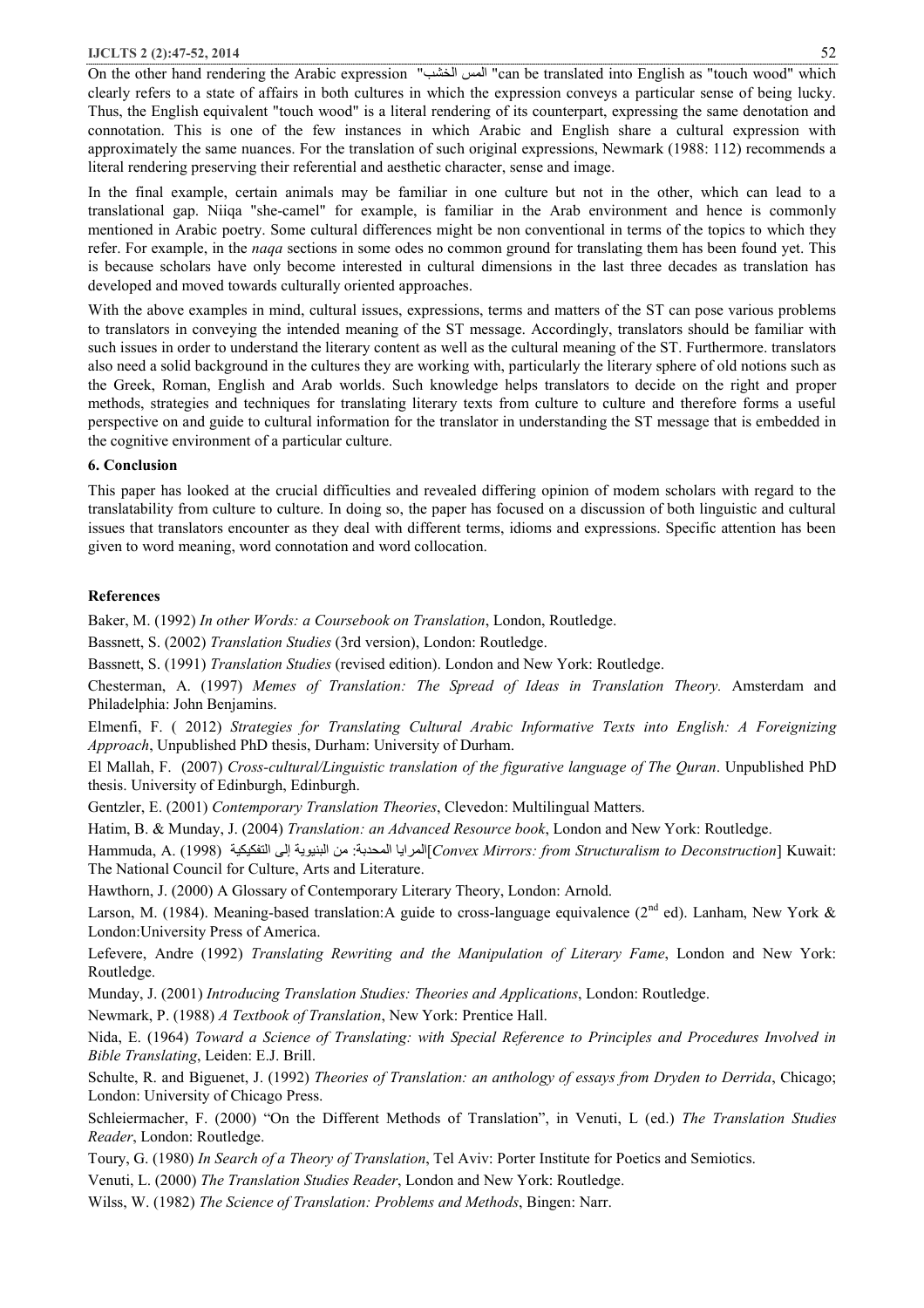On the other hand rendering the Arabic expression "المس الخشب" can be translated into English as "touch wood" which clearly refers to a state of affairs in both cultures in which the expression conveys a particular sense of being lucky. Thus, the English equivalent "touch wood" is a literal rendering of its counterpart, expressing the same denotation and connotation. This is one of the few instances in which Arabic and English share a cultural expression with approximately the same nuances. For the translation of such original expressions, Newmark (1988: 112) recommends a literal rendering preserving their referential and aesthetic character, sense and image.

In the final example, certain animals may be familiar in one culture but not in the other, which can lead to a translational gap. Niiqa "she-camel" for example, is familiar in the Arab environment and hence is commonly mentioned in Arabic poetry. Some cultural differences might be non conventional in terms of the topics to which they refer. For example, in the *naqa* sections in some odes no common ground for translating them has been found yet. This is because scholars have only become interested in cultural dimensions in the last three decades as translation has developed and moved towards culturally oriented approaches.

With the above examples in mind, cultural issues, expressions, terms and matters of the ST can pose various problems to translators in conveying the intended meaning of the ST message. Accordingly, translators should be familiar with such issues in order to understand the literary content as well as the cultural meaning of the ST. Furthermore. translators also need a solid background in the cultures they are working with, particularly the literary sphere of old notions such as the Greek, Roman, English and Arab worlds. Such knowledge helps translators to decide on the right and proper methods, strategies and techniques for translating literary texts from culture to culture and therefore forms a useful perspective on and guide to cultural information for the translator in understanding the ST message that is embedded in the cognitive environment of a particular culture.

## 6. Conclusion

This paper has looked at the crucial difficulties and revealed differing opinion of modem scholars with regard to the translatability from culture to culture. In doing so, the paper has focused on a discussion of both linguistic and cultural issues that translators encounter as they deal with different terms, idioms and expressions. Specific attention has been given to word meaning, word connotation and word collocation.

## References

Baker, M. (1992) *In other Words: a Coursebook on Translation*, London, Routledge.

Bassnett, S. (2002) *Translation Studies* (3rd version), London: Routledge.

Bassnett, S. (1991) *Translation Studies* (revised edition). London and New York: Routledge.

Chesterman, A. (1997) *Memes of Translation: The Spread of Ideas in Translation Theory.* Amsterdam and Philadelphia: John Benjamins.

Elmenfi, F. ( 2012) *Strategies for Translating Cultural Arabic Informative Texts into English: A Foreignizing Approach*, Unpublished PhD thesis, Durham: University of Durham.

El Mallah, F. (2007) *Cross-cultural/Linguistic translation of the figurative language of The Quran*. Unpublished PhD thesis. University of Edinburgh, Edinburgh.

Gentzler, E. (2001) *Contemporary Translation Theories*, Clevedon: Multilingual Matters.

Hatim, B. & Munday, J. (2004) *Translation: an Advanced Resource book*, London and New York: Routledge.

Hammuda, A. (1998) المرايا المحدبة: من البنيوية إلى التفكيكية [*Convex Mirrors: from Structuralism to Deconstruction*] Kuwait: The National Council for Culture, Arts and Literature.

Hawthorn, J. (2000) A Glossary of Contemporary Literary Theory, London: Arnold.

Larson, M. (1984). Meaning-based translation:A guide to cross-language equivalence (2nd ed). Lanham, New York & London:University Press of America.

Lefevere, Andre (1992) *Translating Rewriting and the Manipulation of Literary Fame*, London and New York: Routledge.

Munday, J. (2001) *Introducing Translation Studies: Theories and Applications*, London: Routledge.

Newmark, P. (1988) *A Textbook of Translation*, New York: Prentice Hall.

Nida, E. (1964) *Toward a Science of Translating: with Special Reference to Principles and Procedures Involved in Bible Translating*, Leiden: E.J. Brill.

Schulte, R. and Biguenet, J. (1992) *Theories of Translation: an anthology of essays from Dryden to Derrida*, Chicago; London: University of Chicago Press.

Schleiermacher, F. (2000) "On the Different Methods of Translation", in Venuti, L (ed.) *The Translation Studies Reader*, London: Routledge.

Toury, G. (1980) *In Search of a Theory of Translation*, Tel Aviv: Porter Institute for Poetics and Semiotics.

Venuti, L. (2000) *The Translation Studies Reader*, London and New York: Routledge.

Wilss, W. (1982) *The Science of Translation: Problems and Methods*, Bingen: Narr.